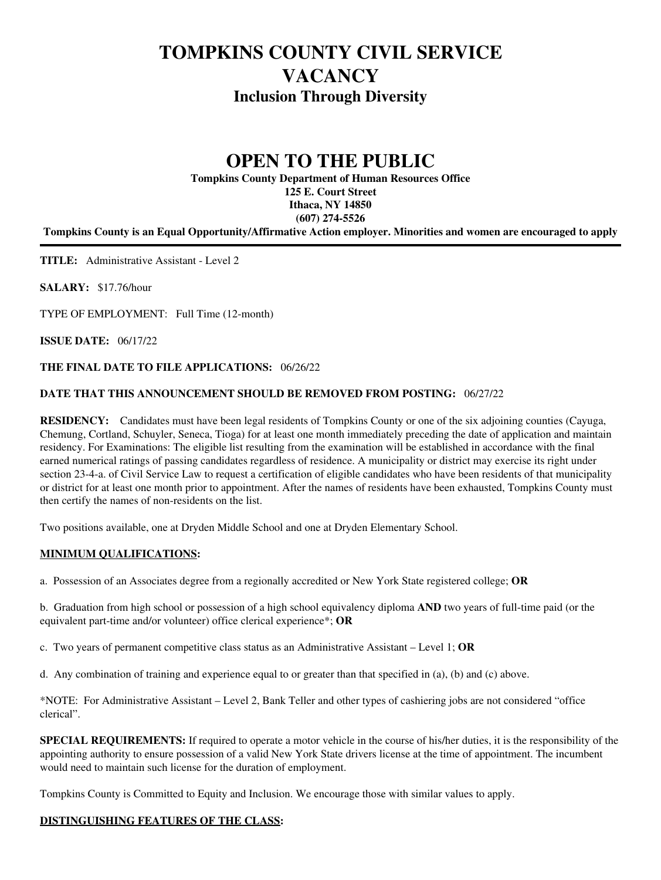# TOMPKINS COUNTY CIVIL SERVICE VACANCY

## Inclusion Through Diversity

# OPEN TO THE PUBLIC

**Tompkins County Department of Human Resources Office**
**125 E. Court Street**
**Ithaca, NY 14850**
**(607) 274-5526**

**Tompkins County is an Equal Opportunity/Affirmative Action employer. Minorities and women are encouraged to apply**

---

**TITLE:** Administrative Assistant - Level 2

**SALARY:** $17.76/hour

TYPE OF EMPLOYMENT: Full Time (12-month)

**ISSUE DATE:** 06/17/22

**THE FINAL DATE TO FILE APPLICATIONS:** 06/26/22

**DATE THAT THIS ANNOUNCEMENT SHOULD BE REMOVED FROM POSTING:** 06/27/22

**RESIDENCY:** Candidates must have been legal residents of Tompkins County or one of the six adjoining counties (Cayuga, Chemung, Cortland, Schuyler, Seneca, Tioga) for at least one month immediately preceding the date of application and maintain residency. For Examinations: The eligible list resulting from the examination will be established in accordance with the final earned numerical ratings of passing candidates regardless of residence. A municipality or district may exercise its right under section 23-4-a. of Civil Service Law to request a certification of eligible candidates who have been residents of that municipality or district for at least one month prior to appointment. After the names of residents have been exhausted, Tompkins County must then certify the names of non-residents on the list.

Two positions available, one at Dryden Middle School and one at Dryden Elementary School.

**MINIMUM QUALIFICATIONS:**

a. Possession of an Associates degree from a regionally accredited or New York State registered college; **OR**

b. Graduation from high school or possession of a high school equivalency diploma **AND** two years of full-time paid (or the equivalent part-time and/or volunteer) office clerical experience*; **OR**

c. Two years of permanent competitive class status as an Administrative Assistant – Level 1; **OR**

d. Any combination of training and experience equal to or greater than that specified in (a), (b) and (c) above.

*NOTE: For Administrative Assistant – Level 2, Bank Teller and other types of cashiering jobs are not considered "office clerical".

**SPECIAL REQUIREMENTS:** If required to operate a motor vehicle in the course of his/her duties, it is the responsibility of the appointing authority to ensure possession of a valid New York State drivers license at the time of appointment. The incumbent would need to maintain such license for the duration of employment.

Tompkins County is Committed to Equity and Inclusion. We encourage those with similar values to apply.

**DISTINGUISHING FEATURES OF THE CLASS:**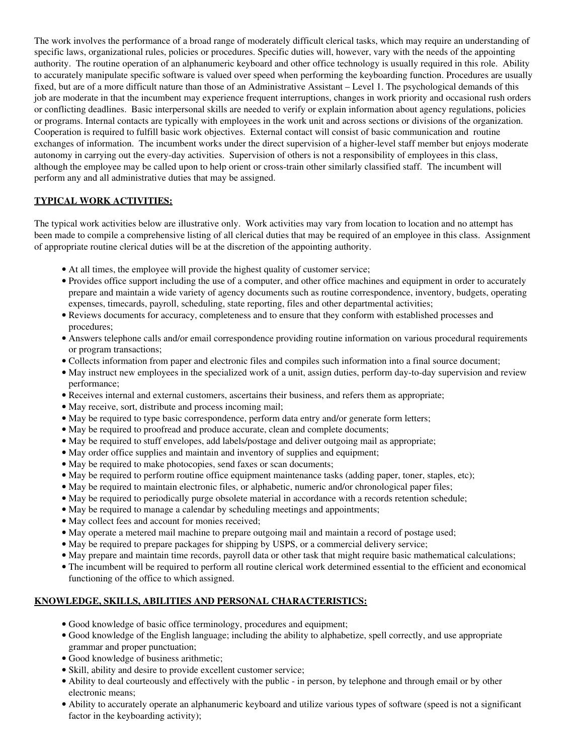The work involves the performance of a broad range of moderately difficult clerical tasks, which may require an understanding of specific laws, organizational rules, policies or procedures. Specific duties will, however, vary with the needs of the appointing authority. The routine operation of an alphanumeric keyboard and other office technology is usually required in this role. Ability to accurately manipulate specific software is valued over speed when performing the keyboarding function. Procedures are usually fixed, but are of a more difficult nature than those of an Administrative Assistant – Level 1. The psychological demands of this job are moderate in that the incumbent may experience frequent interruptions, changes in work priority and occasional rush orders or conflicting deadlines. Basic interpersonal skills are needed to verify or explain information about agency regulations, policies or programs. Internal contacts are typically with employees in the work unit and across sections or divisions of the organization. Cooperation is required to fulfill basic work objectives. External contact will consist of basic communication and routine exchanges of information. The incumbent works under the direct supervision of a higher-level staff member but enjoys moderate autonomy in carrying out the every-day activities. Supervision of others is not a responsibility of employees in this class, although the employee may be called upon to help orient or cross-train other similarly classified staff. The incumbent will perform any and all administrative duties that may be assigned.

## TYPICAL WORK ACTIVITIES:

The typical work activities below are illustrative only. Work activities may vary from location to location and no attempt has been made to compile a comprehensive listing of all clerical duties that may be required of an employee in this class. Assignment of appropriate routine clerical duties will be at the discretion of the appointing authority.

- At all times, the employee will provide the highest quality of customer service;
- Provides office support including the use of a computer, and other office machines and equipment in order to accurately prepare and maintain a wide variety of agency documents such as routine correspondence, inventory, budgets, operating expenses, timecards, payroll, scheduling, state reporting, files and other departmental activities;
- Reviews documents for accuracy, completeness and to ensure that they conform with established processes and procedures;
- Answers telephone calls and/or email correspondence providing routine information on various procedural requirements or program transactions;
- Collects information from paper and electronic files and compiles such information into a final source document;
- May instruct new employees in the specialized work of a unit, assign duties, perform day-to-day supervision and review performance;
- Receives internal and external customers, ascertains their business, and refers them as appropriate;
- May receive, sort, distribute and process incoming mail;
- May be required to type basic correspondence, perform data entry and/or generate form letters;
- May be required to proofread and produce accurate, clean and complete documents;
- May be required to stuff envelopes, add labels/postage and deliver outgoing mail as appropriate;
- May order office supplies and maintain and inventory of supplies and equipment;
- May be required to make photocopies, send faxes or scan documents;
- May be required to perform routine office equipment maintenance tasks (adding paper, toner, staples, etc);
- May be required to maintain electronic files, or alphabetic, numeric and/or chronological paper files;
- May be required to periodically purge obsolete material in accordance with a records retention schedule;
- May be required to manage a calendar by scheduling meetings and appointments;
- May collect fees and account for monies received;
- May operate a metered mail machine to prepare outgoing mail and maintain a record of postage used;
- May be required to prepare packages for shipping by USPS, or a commercial delivery service;
- May prepare and maintain time records, payroll data or other task that might require basic mathematical calculations;
- The incumbent will be required to perform all routine clerical work determined essential to the efficient and economical functioning of the office to which assigned.

## KNOWLEDGE, SKILLS, ABILITIES AND PERSONAL CHARACTERISTICS:

- Good knowledge of basic office terminology, procedures and equipment;
- Good knowledge of the English language; including the ability to alphabetize, spell correctly, and use appropriate grammar and proper punctuation;
- Good knowledge of business arithmetic;
- Skill, ability and desire to provide excellent customer service;
- Ability to deal courteously and effectively with the public - in person, by telephone and through email or by other electronic means;
- Ability to accurately operate an alphanumeric keyboard and utilize various types of software (speed is not a significant factor in the keyboarding activity);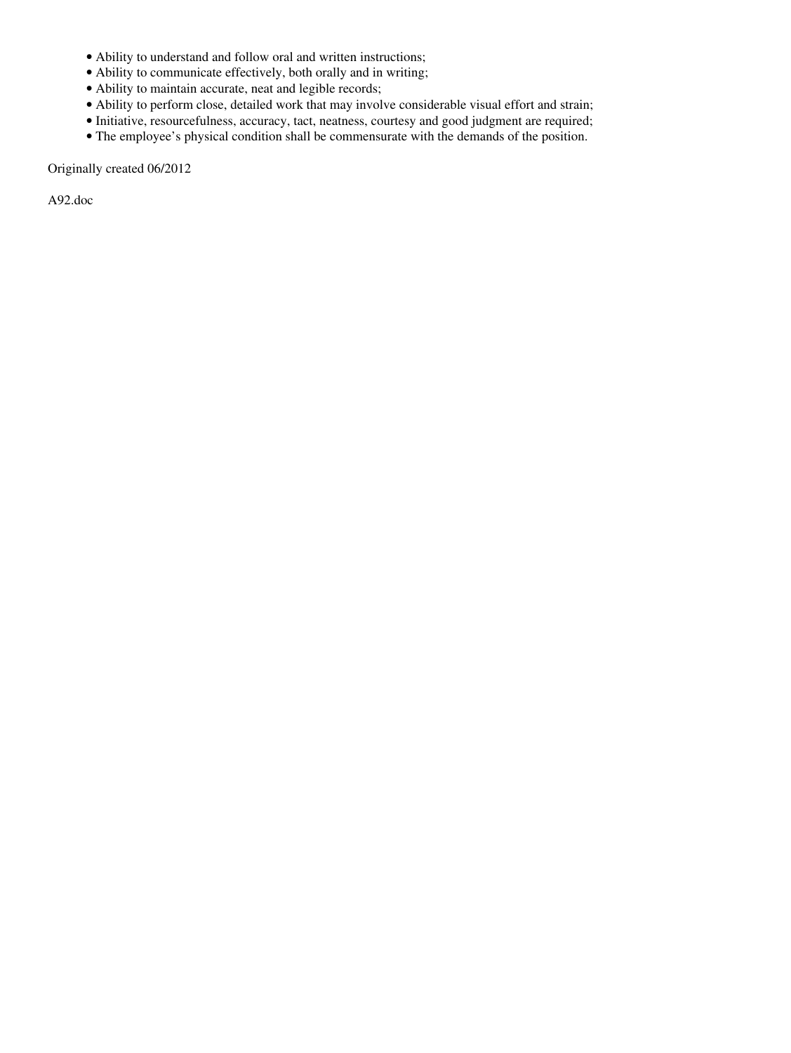- Ability to understand and follow oral and written instructions;
- Ability to communicate effectively, both orally and in writing;
- Ability to maintain accurate, neat and legible records;
- Ability to perform close, detailed work that may involve considerable visual effort and strain;
- Initiative, resourcefulness, accuracy, tact, neatness, courtesy and good judgment are required;
- The employee's physical condition shall be commensurate with the demands of the position.

Originally created 06/2012

A92.doc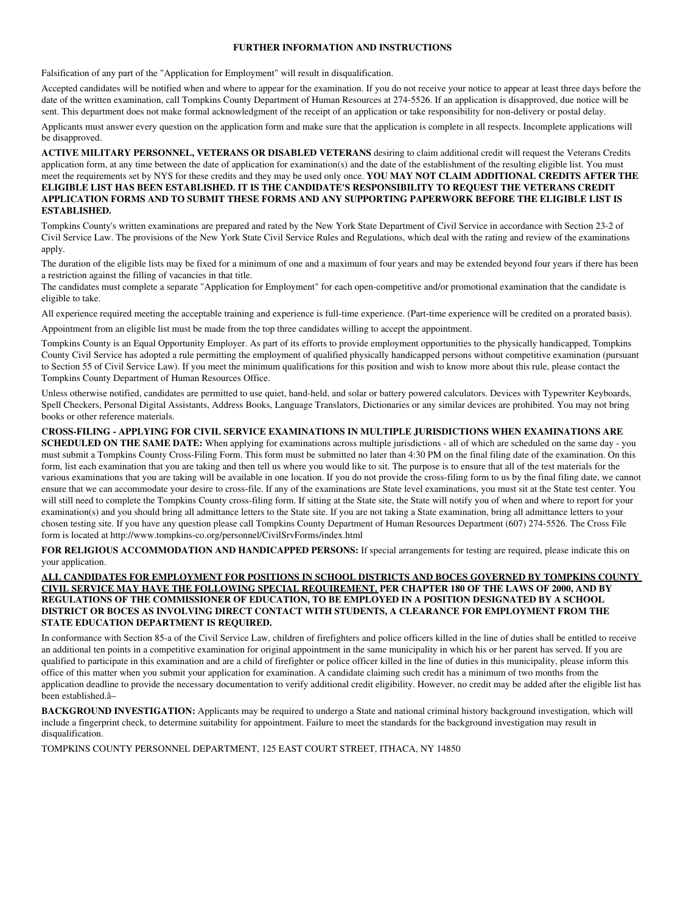## FURTHER INFORMATION AND INSTRUCTIONS

Falsification of any part of the "Application for Employment" will result in disqualification.

Accepted candidates will be notified when and where to appear for the examination. If you do not receive your notice to appear at least three days before the date of the written examination, call Tompkins County Department of Human Resources at 274-5526. If an application is disapproved, due notice will be sent. This department does not make formal acknowledgment of the receipt of an application or take responsibility for non-delivery or postal delay.

Applicants must answer every question on the application form and make sure that the application is complete in all respects. Incomplete applications will be disapproved.

**ACTIVE MILITARY PERSONNEL, VETERANS OR DISABLED VETERANS** desiring to claim additional credit will request the Veterans Credits application form, at any time between the date of application for examination(s) and the date of the establishment of the resulting eligible list. You must meet the requirements set by NYS for these credits and they may be used only once. **YOU MAY NOT CLAIM ADDITIONAL CREDITS AFTER THE ELIGIBLE LIST HAS BEEN ESTABLISHED. IT IS THE CANDIDATE'S RESPONSIBILITY TO REQUEST THE VETERANS CREDIT APPLICATION FORMS AND TO SUBMIT THESE FORMS AND ANY SUPPORTING PAPERWORK BEFORE THE ELIGIBLE LIST IS ESTABLISHED.**

Tompkins County's written examinations are prepared and rated by the New York State Department of Civil Service in accordance with Section 23-2 of Civil Service Law. The provisions of the New York State Civil Service Rules and Regulations, which deal with the rating and review of the examinations apply.

The duration of the eligible lists may be fixed for a minimum of one and a maximum of four years and may be extended beyond four years if there has been a restriction against the filling of vacancies in that title.

The candidates must complete a separate "Application for Employment" for each open-competitive and/or promotional examination that the candidate is eligible to take.

All experience required meeting the acceptable training and experience is full-time experience. (Part-time experience will be credited on a prorated basis).

Appointment from an eligible list must be made from the top three candidates willing to accept the appointment.

Tompkins County is an Equal Opportunity Employer. As part of its efforts to provide employment opportunities to the physically handicapped, Tompkins County Civil Service has adopted a rule permitting the employment of qualified physically handicapped persons without competitive examination (pursuant to Section 55 of Civil Service Law). If you meet the minimum qualifications for this position and wish to know more about this rule, please contact the Tompkins County Department of Human Resources Office.

Unless otherwise notified, candidates are permitted to use quiet, hand-held, and solar or battery powered calculators. Devices with Typewriter Keyboards, Spell Checkers, Personal Digital Assistants, Address Books, Language Translators, Dictionaries or any similar devices are prohibited. You may not bring books or other reference materials.

**CROSS-FILING - APPLYING FOR CIVIL SERVICE EXAMINATIONS IN MULTIPLE JURISDICTIONS WHEN EXAMINATIONS ARE SCHEDULED ON THE SAME DATE:** When applying for examinations across multiple jurisdictions - all of which are scheduled on the same day - you must submit a Tompkins County Cross-Filing Form. This form must be submitted no later than 4:30 PM on the final filing date of the examination. On this form, list each examination that you are taking and then tell us where you would like to sit. The purpose is to ensure that all of the test materials for the various examinations that you are taking will be available in one location. If you do not provide the cross-filing form to us by the final filing date, we cannot ensure that we can accommodate your desire to cross-file. If any of the examinations are State level examinations, you must sit at the State test center. You will still need to complete the Tompkins County cross-filing form. If sitting at the State site, the State will notify you of when and where to report for your examination(s) and you should bring all admittance letters to the State site. If you are not taking a State examination, bring all admittance letters to your chosen testing site. If you have any question please call Tompkins County Department of Human Resources Department (607) 274-5526. The Cross File form is located at http://www.tompkins-co.org/personnel/CivilSrvForms/index.html

**FOR RELIGIOUS ACCOMMODATION AND HANDICAPPED PERSONS:** If special arrangements for testing are required, please indicate this on your application.

**ALL CANDIDATES FOR EMPLOYMENT FOR POSITIONS IN SCHOOL DISTRICTS AND BOCES GOVERNED BY TOMPKINS COUNTY CIVIL SERVICE MAY HAVE THE FOLLOWING SPECIAL REQUIREMENT. PER CHAPTER 180 OF THE LAWS OF 2000, AND BY REGULATIONS OF THE COMMISSIONER OF EDUCATION, TO BE EMPLOYED IN A POSITION DESIGNATED BY A SCHOOL DISTRICT OR BOCES AS INVOLVING DIRECT CONTACT WITH STUDENTS, A CLEARANCE FOR EMPLOYMENT FROM THE STATE EDUCATION DEPARTMENT IS REQUIRED.**

In conformance with Section 85-a of the Civil Service Law, children of firefighters and police officers killed in the line of duties shall be entitled to receive an additional ten points in a competitive examination for original appointment in the same municipality in which his or her parent has served. If you are qualified to participate in this examination and are a child of firefighter or police officer killed in the line of duties in this municipality, please inform this office of this matter when you submit your application for examination. A candidate claiming such credit has a minimum of two months from the application deadline to provide the necessary documentation to verify additional credit eligibility. However, no credit may be added after the eligible list has been established.â–

**BACKGROUND INVESTIGATION:** Applicants may be required to undergo a State and national criminal history background investigation, which will include a fingerprint check, to determine suitability for appointment. Failure to meet the standards for the background investigation may result in disqualification.

TOMPKINS COUNTY PERSONNEL DEPARTMENT, 125 EAST COURT STREET, ITHACA, NY 14850